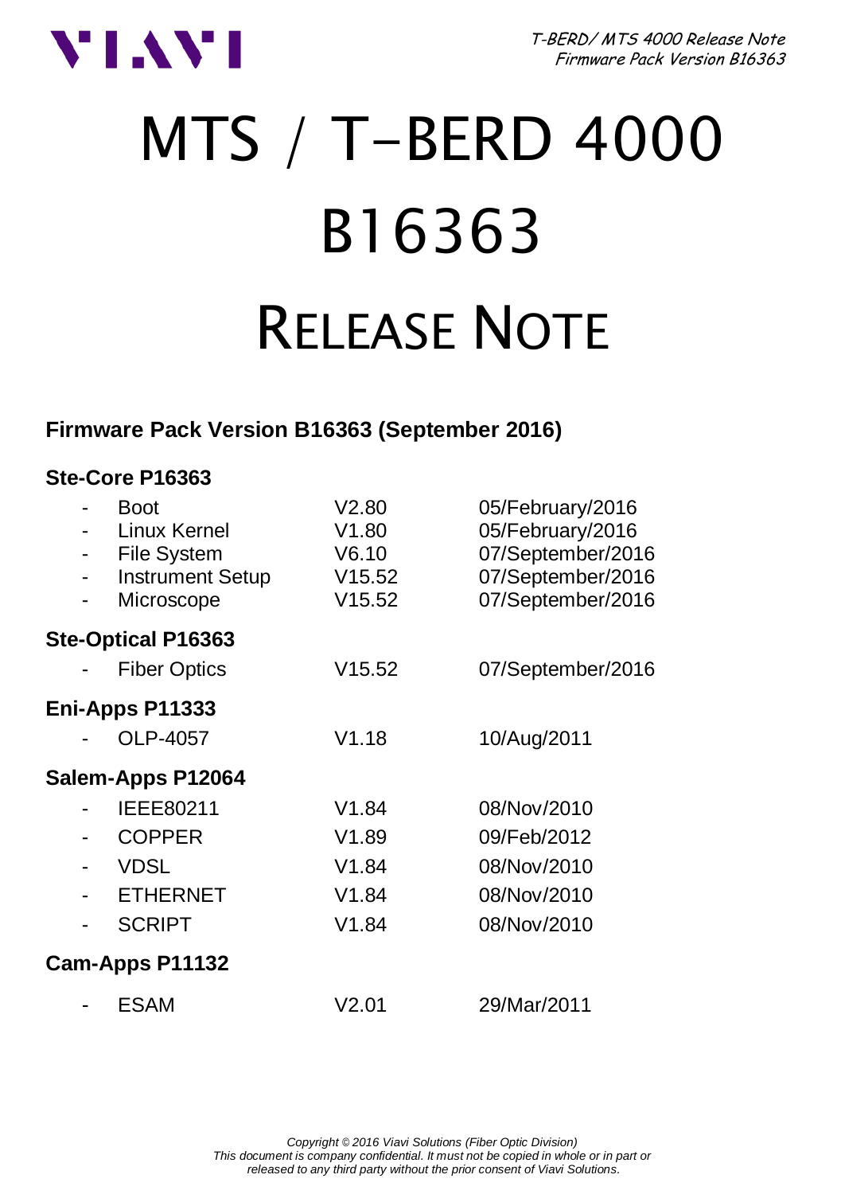# MTS / T-BERD 4000

# B16363

# RELEASE NOTE

## Firmware Pack Version B16363 (September 2016)

### Ste-Core P16363

| | | |
|---|---|---|
| - Boot | V2.80 | 05/February/2016 |
| - Linux Kernel | V1.80 | 05/February/2016 |
| - File System | V6.10 | 07/September/2016 |
| - Instrument Setup | V15.52 | 07/September/2016 |
| - Microscope | V15.52 | 07/September/2016 |

### Ste-Optical P16363

| | | |
|---|---|---|
| - Fiber Optics | V15.52 | 07/September/2016 |

### Eni-Apps P11333

| | | |
|---|---|---|
| - OLP-4057 | V1.18 | 10/Aug/2011 |

### Salem-Apps P12064

| | | |
|---|---|---|
| - IEEE80211 | V1.84 | 08/Nov/2010 |
| - COPPER | V1.89 | 09/Feb/2012 |
| - VDSL | V1.84 | 08/Nov/2010 |
| - ETHERNET | V1.84 | 08/Nov/2010 |
| - SCRIPT | V1.84 | 08/Nov/2010 |

### Cam-Apps P11132

| | | |
|---|---|---|
| - ESAM | V2.01 | 29/Mar/2011 |

*Copyright © 2016 Viavi Solutions (Fiber Optic Division)*
*This document is company confidential. It must not be copied in whole or in part or released to any third party without the prior consent of Viavi Solutions.*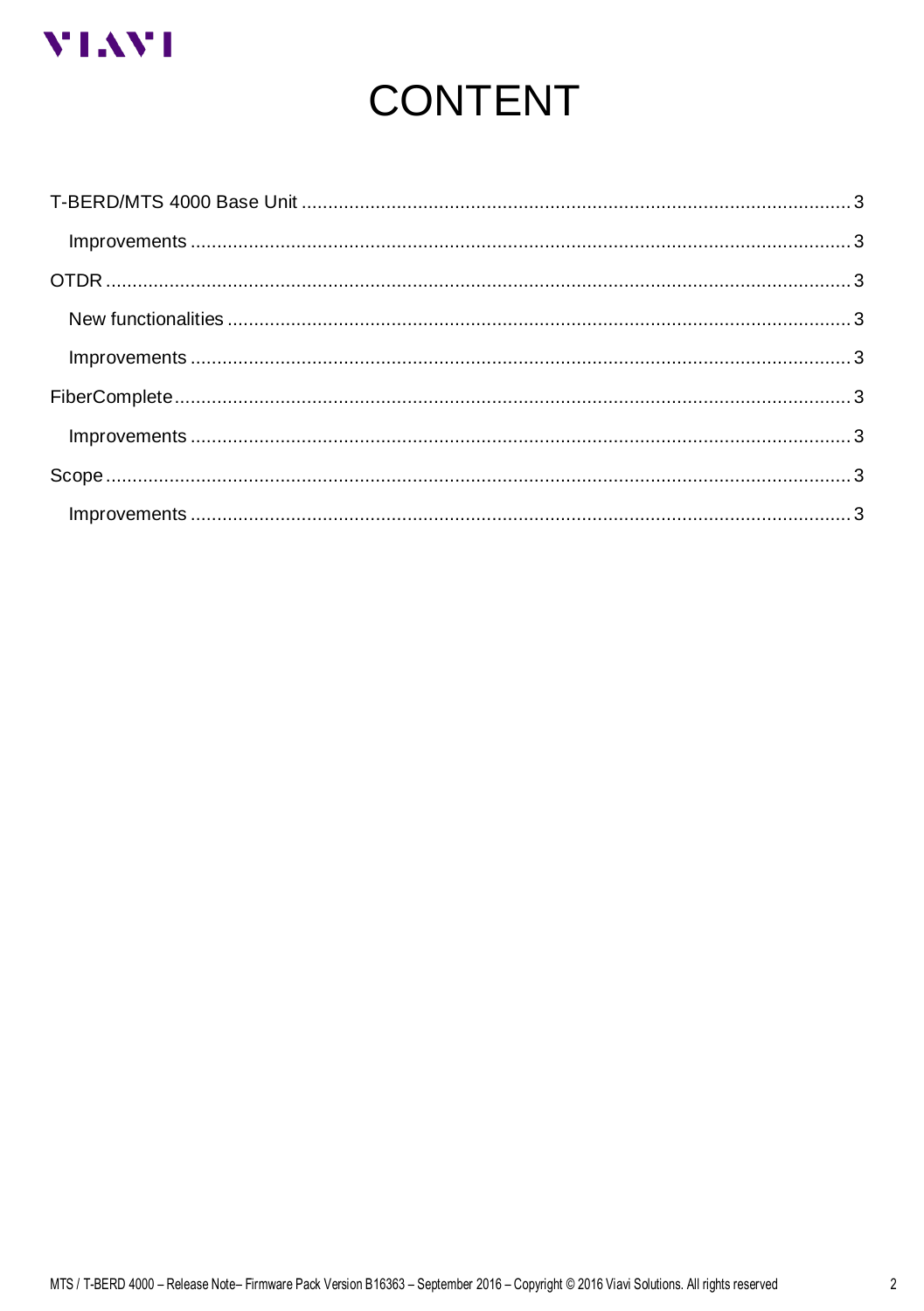# CONTENT

- T-BERD/MTS 4000 Base Unit ..... 3
  - Improvements ..... 3
- OTDR ..... 3
  - New functionalities ..... 3
  - Improvements ..... 3
- FiberComplete ..... 3
  - Improvements ..... 3
- Scope ..... 3
  - Improvements ..... 3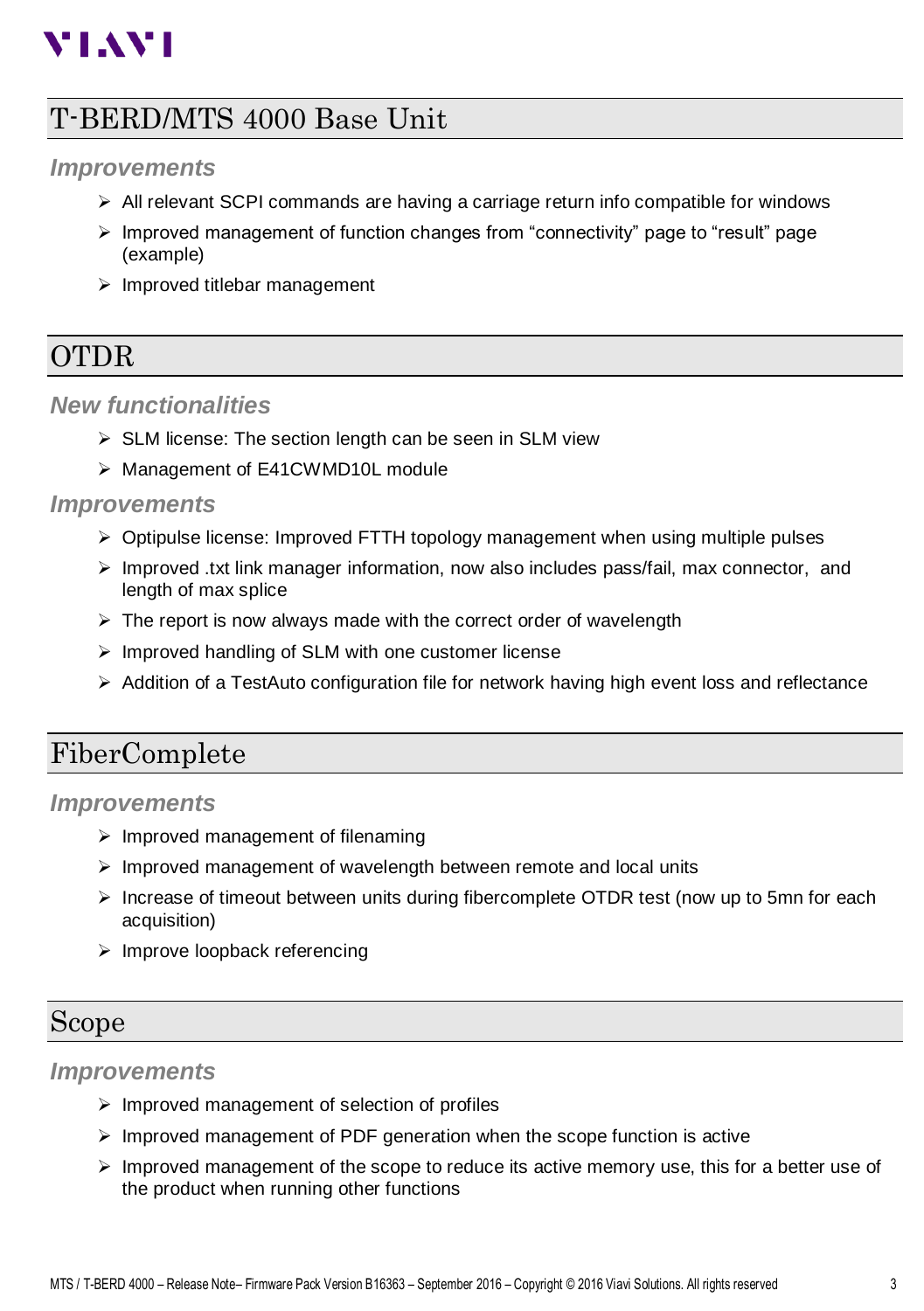## T-BERD/MTS 4000 Base Unit

### *Improvements*

- All relevant SCPI commands are having a carriage return info compatible for windows
- Improved management of function changes from “connectivity” page to “result” page (example)
- Improved titlebar management

## OTDR

### *New functionalities*

- SLM license: The section length can be seen in SLM view
- Management of E41CWMD10L module

### *Improvements*

- Optipulse license: Improved FTTH topology management when using multiple pulses
- Improved .txt link manager information, now also includes pass/fail, max connector, and length of max splice
- The report is now always made with the correct order of wavelength
- Improved handling of SLM with one customer license
- Addition of a TestAuto configuration file for network having high event loss and reflectance

## FiberComplete

### *Improvements*

- Improved management of filenaming
- Improved management of wavelength between remote and local units
- Increase of timeout between units during fibercomplete OTDR test (now up to 5mn for each acquisition)
- Improve loopback referencing

## Scope

### *Improvements*

- Improved management of selection of profiles
- Improved management of PDF generation when the scope function is active
- Improved management of the scope to reduce its active memory use, this for a better use of the product when running other functions